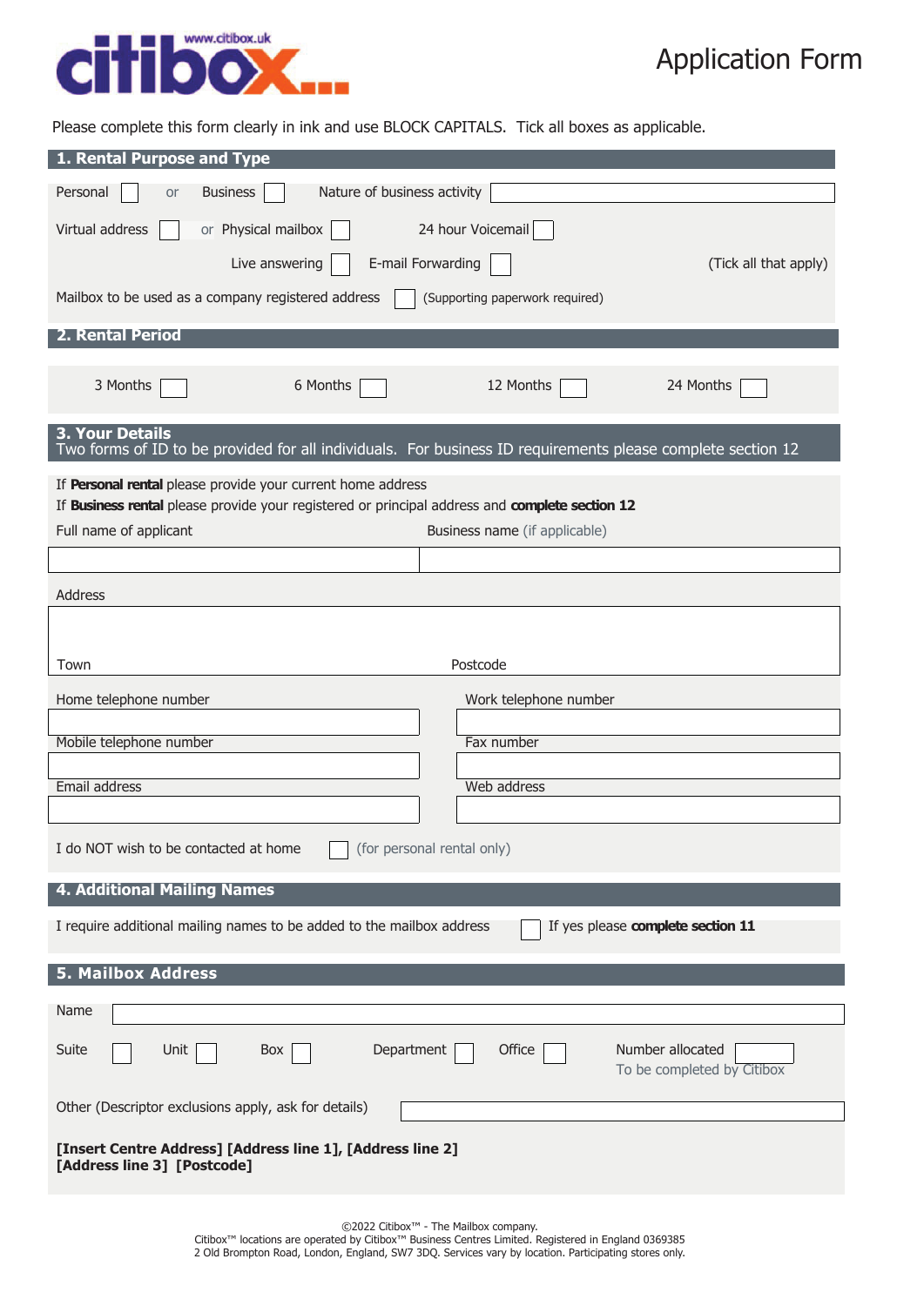citibox www.citibox.uk

# Application Form

Please complete this form clearly in ink and use BLOCK CAPITALS. Tick all boxes as applicable.

## 1. Rental Purpose and Type

Personal ☐ or Business ☐ Nature of business activity ____________

Virtual address ☐ or Physical mailbox ☐ 24 hour Voicemail ☐

Live answering ☐ E-mail Forwarding ☐ (Tick all that apply)

Mailbox to be used as a company registered address ☐ (Supporting paperwork required)

## 2. Rental Period

3 Months ☐ 6 Months ☐ 12 Months ☐ 24 Months ☐

## 3. Your Details

Two forms of ID to be provided for all individuals. For business ID requirements please complete section 12

If **Personal rental** please provide your current home address

If **Business rental** please provide your registered or principal address and **complete section 12**

Full name of applicant ____________ Business name (if applicable) ____________

Address ____________

Town ____________ Postcode ____________

Home telephone number ____________ Work telephone number ____________

Mobile telephone number ____________ Fax number ____________

Email address ____________ Web address ____________

I do NOT wish to be contacted at home ☐ (for personal rental only)

## 4. Additional Mailing Names

I require additional mailing names to be added to the mailbox address ☐ If yes please **complete section 11**

## 5. Mailbox Address

Name ____________

Suite ☐ Unit ☐ Box ☐ Department ☐ Office ☐ Number allocated ☐

To be completed by Citibox

Other (Descriptor exclusions apply, ask for details) ____________

**[Insert Centre Address] [Address line 1], [Address line 2]**
**[Address line 3] [Postcode]**

©2022 Citibox™ - The Mailbox company.
Citibox™ locations are operated by Citibox™ Business Centres Limited. Registered in England 0369385
2 Old Brompton Road, London, England, SW7 3DQ. Services vary by location. Participating stores only.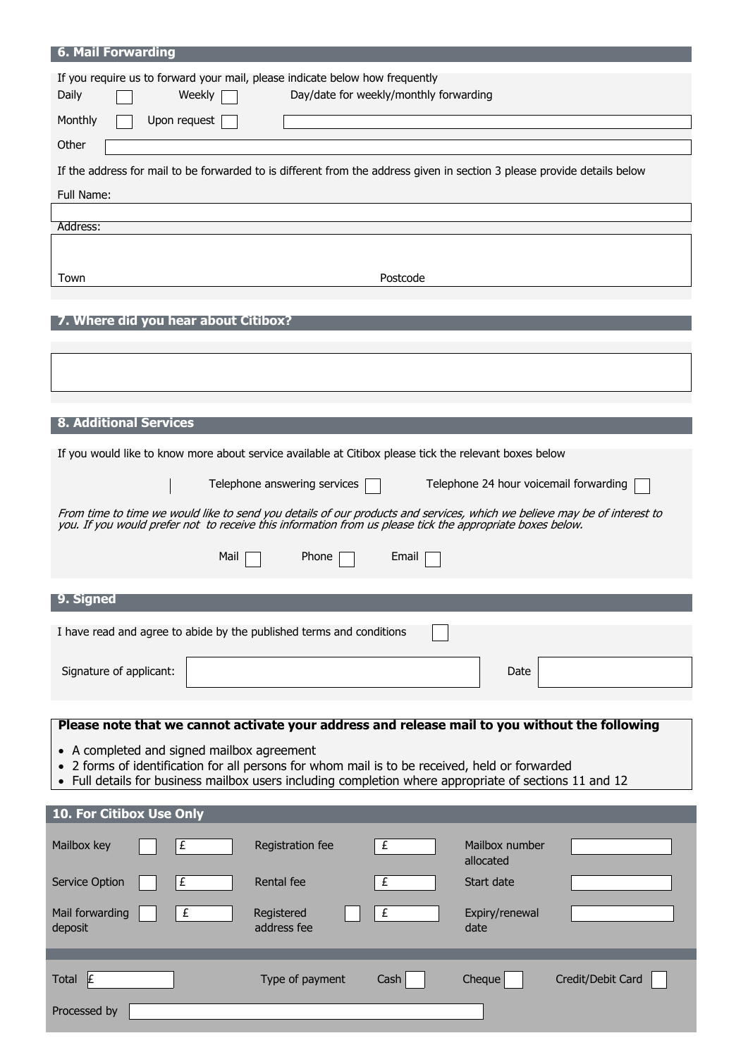## 6. Mail Forwarding

If you require us to forward your mail, please indicate below how frequently

Daily ☐ Weekly ☐ Day/date for weekly/monthly forwarding

Monthly ☐ Upon request ☐

Other

If the address for mail to be forwarded to is different from the address given in section 3 please provide details below

Full Name:

Address:

Town Postcode

## 7. Where did you hear about Citibox?

## 8. Additional Services

If you would like to know more about service available at Citibox please tick the relevant boxes below

Telephone answering services ☐ Telephone 24 hour voicemail forwarding ☐

*From time to time we would like to send you details of our products and services, which we believe may be of interest to you. If you would prefer not to receive this information from us please tick the appropriate boxes below.*

Mail ☐ Phone ☐ Email ☐

## 9. Signed

I have read and agree to abide by the published terms and conditions ☐

Signature of applicant: Date

**Please note that we cannot activate your address and release mail to you without the following**

- A completed and signed mailbox agreement
- 2 forms of identification for all persons for whom mail is to be received, held or forwarded
- Full details for business mailbox users including completion where appropriate of sections 11 and 12

## 10. For Citibox Use Only

| | | | | | | | |
|---|---|---|---|---|---|---|---|
| Mailbox key | ☐ | £ | Registration fee | | £ | Mailbox number allocated | |
| Service Option | ☐ | £ | Rental fee | | £ | Start date | |
| Mail forwarding deposit | ☐ | £ | Registered address fee | ☐ | £ | Expiry/renewal date | |

Total £ Type of payment Cash ☐ Cheque ☐ Credit/Debit Card ☐

Processed by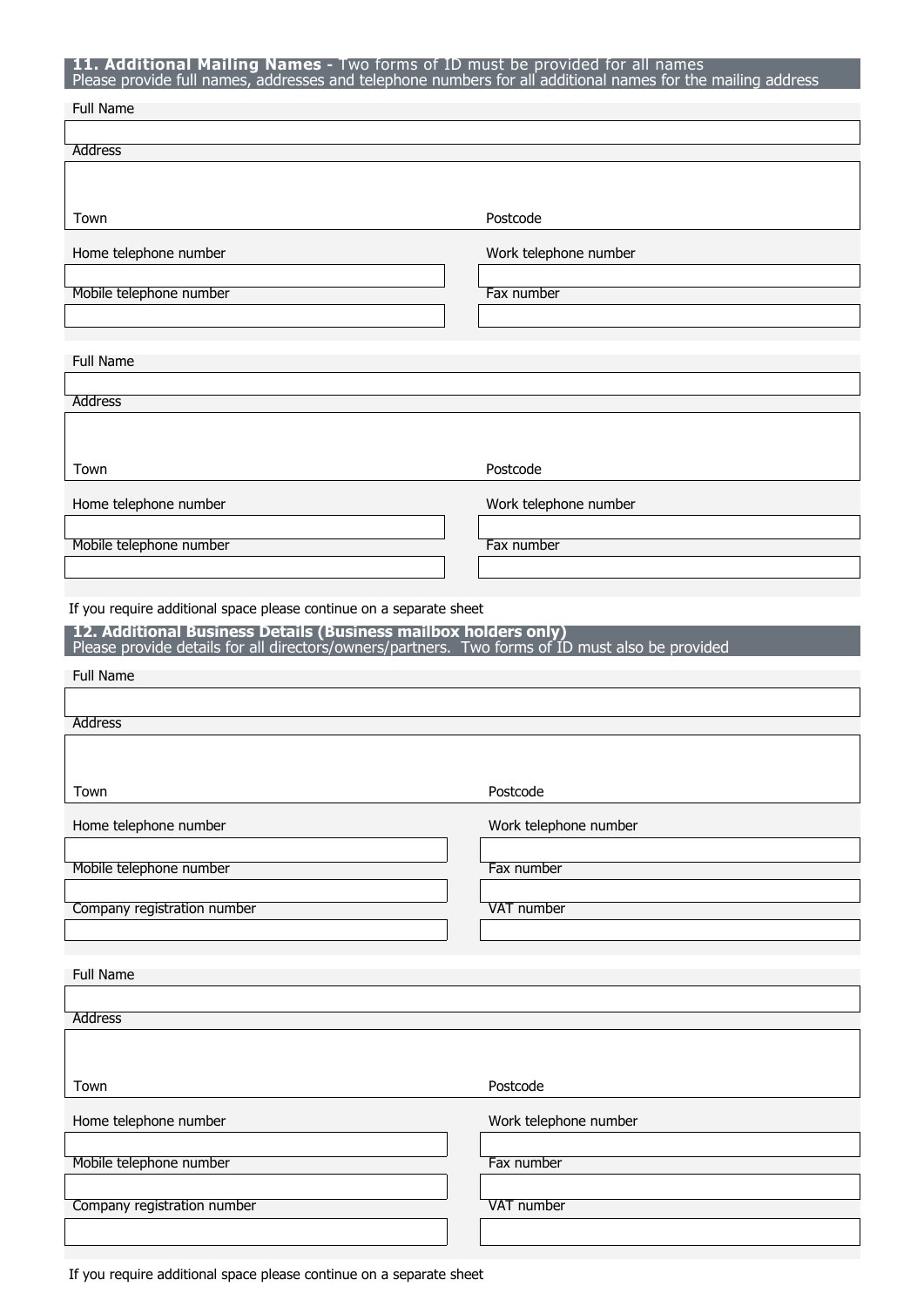## 11. Additional Mailing Names - Two forms of ID must be provided for all names

Please provide full names, addresses and telephone numbers for all additional names for the mailing address

Full Name

Address

Town

Postcode

Home telephone number

Work telephone number

Mobile telephone number

Fax number

Full Name

Address

Town

Postcode

Home telephone number

Work telephone number

Mobile telephone number

Fax number

If you require additional space please continue on a separate sheet

## 12. Additional Business Details (Business mailbox holders only)

Please provide details for all directors/owners/partners. Two forms of ID must also be provided

Full Name

Address

Town

Postcode

Home telephone number

Work telephone number

Mobile telephone number

Fax number

Company registration number

VAT number

Full Name

Address

Town

Postcode

Home telephone number

Work telephone number

Mobile telephone number

Fax number

Company registration number

VAT number

If you require additional space please continue on a separate sheet